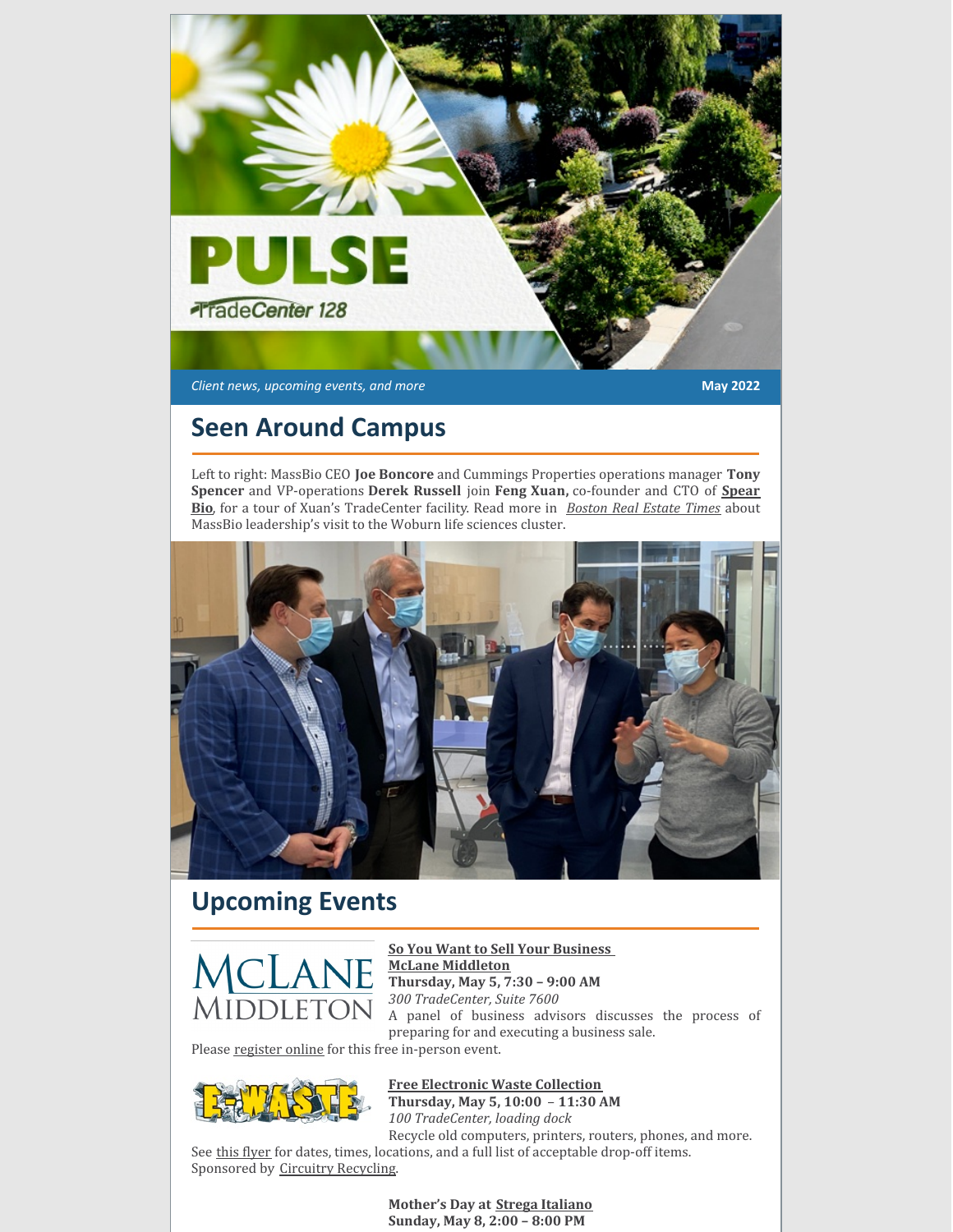# PULSE

TradeCenter 128

*Client news, upcoming events, and more* **May 2022**

## Seen Around Campus

Left to right: MassBio CEO **Joe Boncore** and Cummings Properties operations manager **Tony Spencer** and VP-operations **Derek Russell** join **Feng Xuan,** co-founder and CTO of **Spear Bio**, for a tour of Xuan's TradeCenter facility. Read more in *Boston Real Estate Times* about MassBio leadership's visit to the Woburn life sciences cluster.

## Upcoming Events

**So You Want to Sell Your Business**
**McLane Middleton**
**Thursday, May 5, 7:30 – 9:00 AM**
*300 TradeCenter, Suite 7600*
A panel of business advisors discusses the process of preparing for and executing a business sale.
Please register online for this free in-person event.

**Free Electronic Waste Collection**
**Thursday, May 5, 10:00 – 11:30 AM**
*100 TradeCenter, loading dock*
Recycle old computers, printers, routers, phones, and more.
See this flyer for dates, times, locations, and a full list of acceptable drop-off items.
Sponsored by Circuitry Recycling.

**Mother's Day at Strega Italiano**
**Sunday, May 8, 2:00 – 8:00 PM**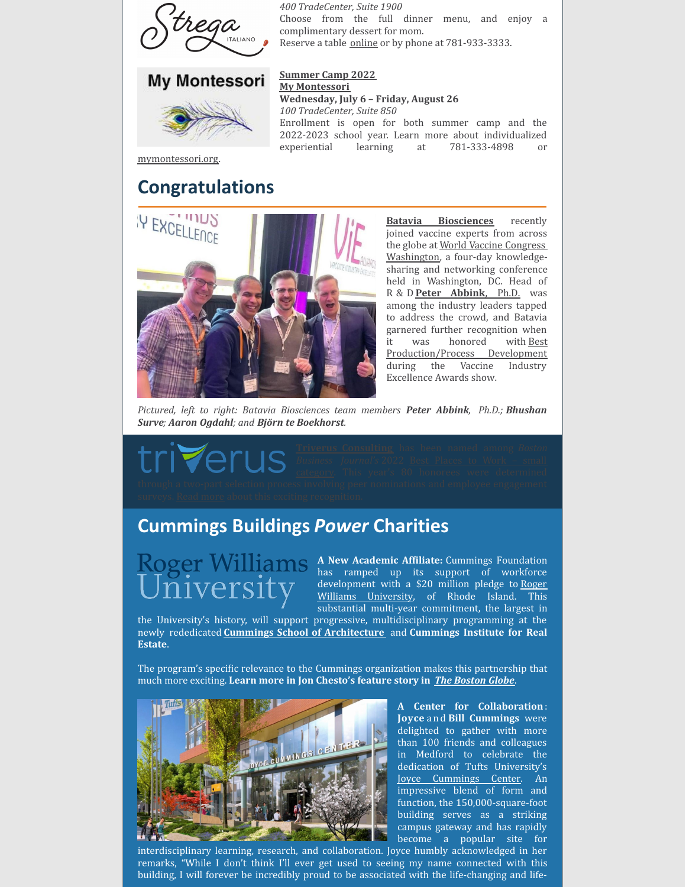400 TradeCenter, Suite 1900
Choose from the full dinner menu, and enjoy a complimentary dessert for mom.
Reserve a table online or by phone at 781-933-3333.

**Summer Camp 2022**
**My Montessori**
**Wednesday, July 6 – Friday, August 26**
*100 TradeCenter, Suite 850*
Enrollment is open for both summer camp and the 2022-2023 school year. Learn more about individualized experiential learning at 781-333-4898 or mymontessori.org.

## Congratulations

**Batavia Biosciences** recently joined vaccine experts from across the globe at World Vaccine Congress Washington, a four-day knowledge-sharing and networking conference held in Washington, DC. Head of R & D **Peter Abbink**, Ph.D. was among the industry leaders tapped to address the crowd, and Batavia garnered further recognition when it was honored with Best Production/Process Development during the Vaccine Industry Excellence Awards show.

*Pictured, left to right: Batavia Biosciences team members* ***Peter Abbink****, Ph.D.;* ***Bhushan Surve****;* ***Aaron Ogdahl****; and* ***Björn te Boekhorst****.*

Triverus Consulting has been named among *Boston Business Journal's* 2022 Best Places to Work – small category. This year's 80 honorees were determined through a two-part selection process involving peer nominations and employee engagement surveys. Read more about this exciting recognition.

## Cummings Buildings *Power* Charities

**A New Academic Affiliate:** Cummings Foundation has ramped up its support of workforce development with a $20 million pledge to Roger Williams University, of Rhode Island. This substantial multi-year commitment, the largest in the University's history, will support progressive, multidisciplinary programming at the newly rededicated **Cummings School of Architecture** and **Cummings Institute for Real Estate**.

The program's specific relevance to the Cummings organization makes this partnership that much more exciting. **Learn more in Jon Chesto's feature story in** ***The Boston Globe***.

**A Center for Collaboration**: **Joyce** and **Bill Cummings** were delighted to gather with more than 100 friends and colleagues in Medford to celebrate the dedication of Tufts University's Joyce Cummings Center. An impressive blend of form and function, the 150,000-square-foot building serves as a striking campus gateway and has rapidly become a popular site for interdisciplinary learning, research, and collaboration. Joyce humbly acknowledged in her remarks, "While I don't think I'll ever get used to seeing my name connected with this building, I will forever be incredibly proud to be associated with the life-changing and life-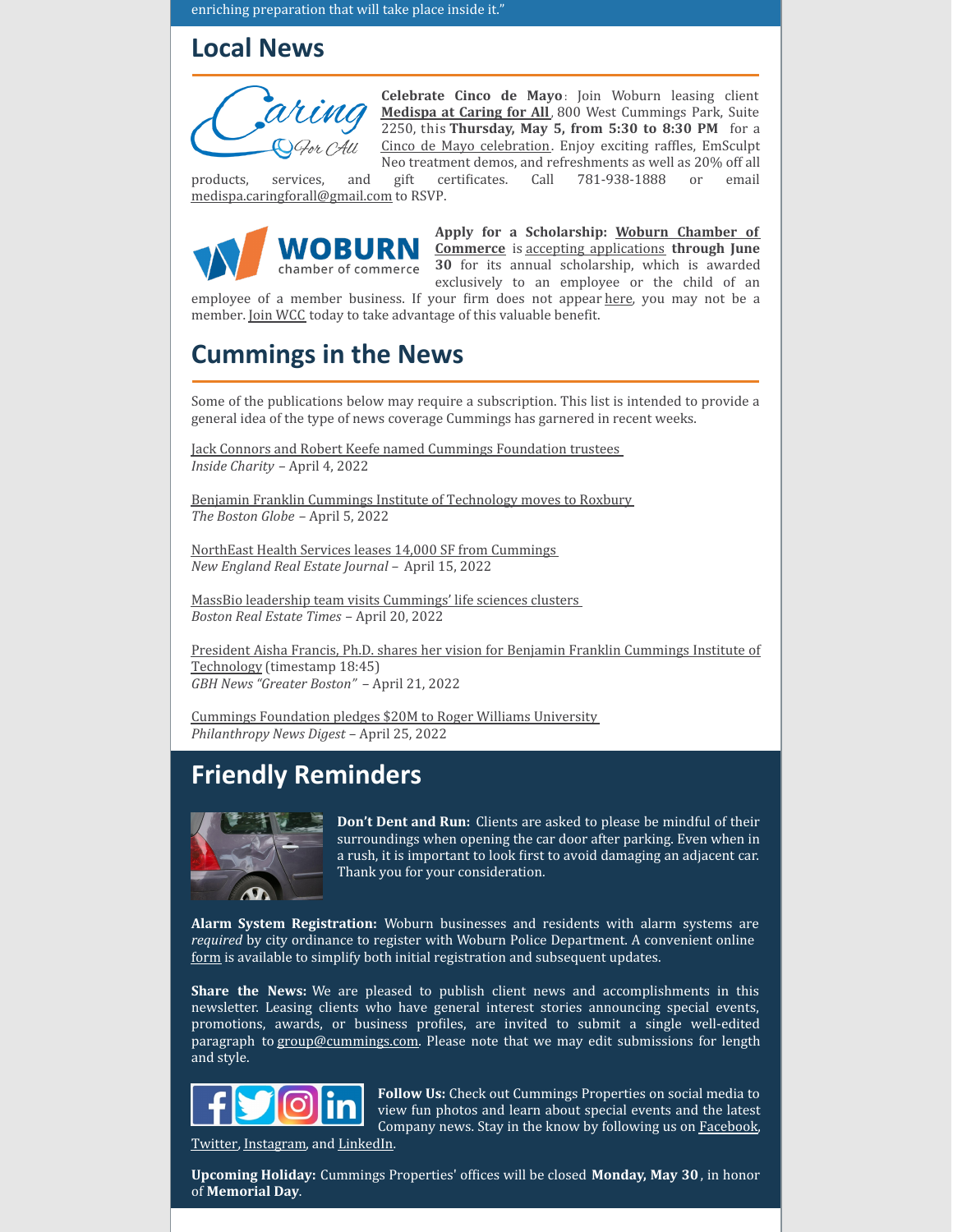enriching preparation that will take place inside it."

## Local News

**Celebrate Cinco de Mayo**: Join Woburn leasing client **Medispa at Caring for All**, 800 West Cummings Park, Suite 2250, this **Thursday, May 5, from 5:30 to 8:30 PM** for a Cinco de Mayo celebration. Enjoy exciting raffles, EmSculpt Neo treatment demos, and refreshments as well as 20% off all products, services, and gift certificates. Call 781-938-1888 or email medispa.caringforall@gmail.com to RSVP.

**Apply for a Scholarship: Woburn Chamber of Commerce** is accepting applications **through June 30** for its annual scholarship, which is awarded exclusively to an employee or the child of an employee of a member business. If your firm does not appear here, you may not be a member. Join WCC today to take advantage of this valuable benefit.

## Cummings in the News

Some of the publications below may require a subscription. This list is intended to provide a general idea of the type of news coverage Cummings has garnered in recent weeks.

Jack Connors and Robert Keefe named Cummings Foundation trustees
*Inside Charity* – April 4, 2022

Benjamin Franklin Cummings Institute of Technology moves to Roxbury
*The Boston Globe* – April 5, 2022

NorthEast Health Services leases 14,000 SF from Cummings
*New England Real Estate Journal* – April 15, 2022

MassBio leadership team visits Cummings' life sciences clusters
*Boston Real Estate Times* – April 20, 2022

President Aisha Francis, Ph.D. shares her vision for Benjamin Franklin Cummings Institute of Technology (timestamp 18:45)
*GBH News "Greater Boston"* – April 21, 2022

Cummings Foundation pledges $20M to Roger Williams University
*Philanthropy News Digest* – April 25, 2022

## Friendly Reminders

**Don't Dent and Run:** Clients are asked to please be mindful of their surroundings when opening the car door after parking. Even when in a rush, it is important to look first to avoid damaging an adjacent car. Thank you for your consideration.

**Alarm System Registration:** Woburn businesses and residents with alarm systems are *required* by city ordinance to register with Woburn Police Department. A convenient online form is available to simplify both initial registration and subsequent updates.

**Share the News:** We are pleased to publish client news and accomplishments in this newsletter. Leasing clients who have general interest stories announcing special events, promotions, awards, or business profiles, are invited to submit a single well-edited paragraph to group@cummings.com. Please note that we may edit submissions for length and style.

**Follow Us:** Check out Cummings Properties on social media to view fun photos and learn about special events and the latest Company news. Stay in the know by following us on Facebook, Twitter, Instagram, and LinkedIn.

**Upcoming Holiday:** Cummings Properties' offices will be closed **Monday, May 30**, in honor of **Memorial Day**.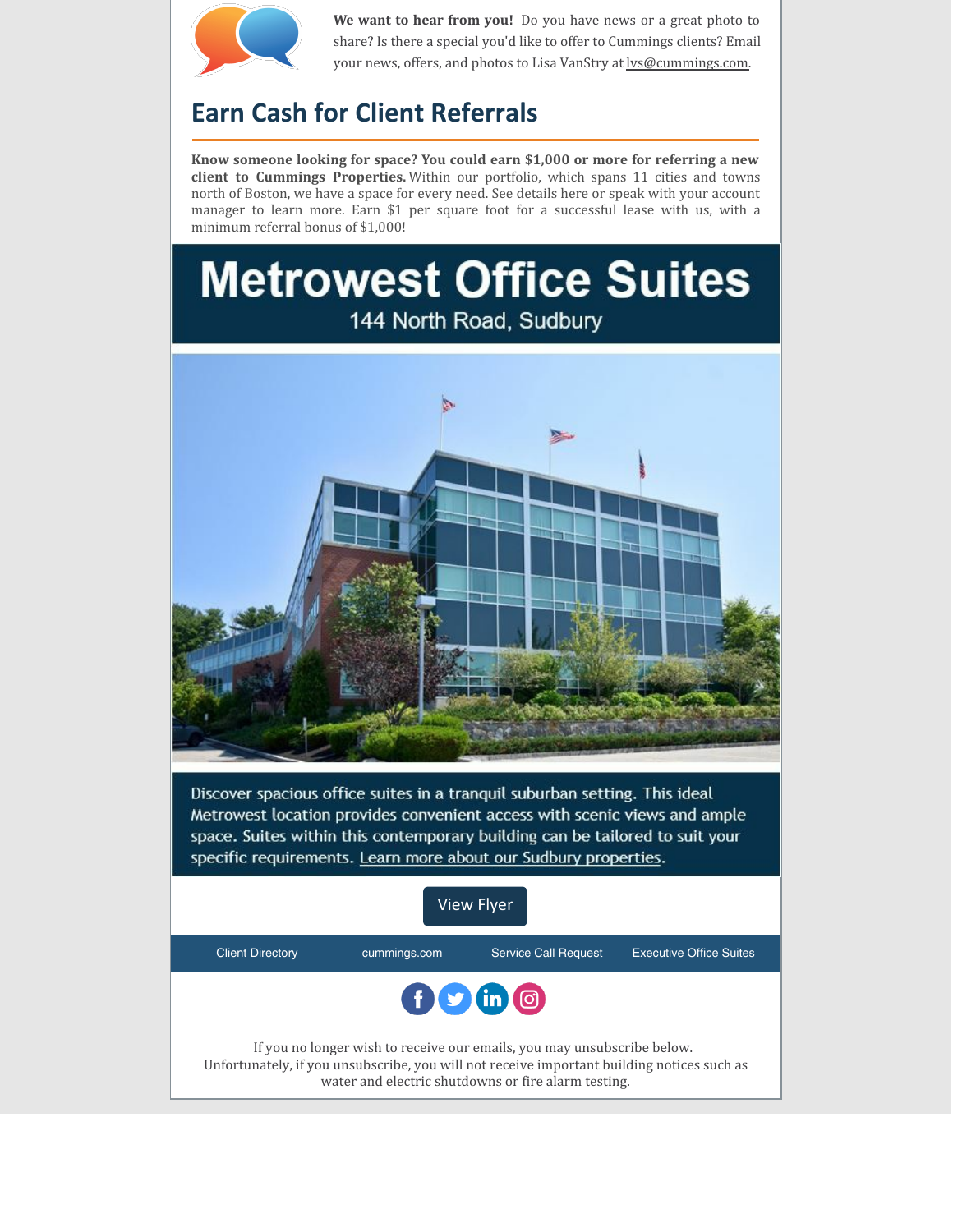**We want to hear from you!** Do you have news or a great photo to share? Is there a special you'd like to offer to Cummings clients? Email your news, offers, and photos to Lisa VanStry at lvs@cummings.com.

## Earn Cash for Client Referrals

**Know someone looking for space? You could earn $1,000 or more for referring a new client to Cummings Properties.** Within our portfolio, which spans 11 cities and towns north of Boston, we have a space for every need. See details here or speak with your account manager to learn more. Earn $1 per square foot for a successful lease with us, with a minimum referral bonus of $1,000!

# Metrowest Office Suites

144 North Road, Sudbury

Discover spacious office suites in a tranquil suburban setting. This ideal Metrowest location provides convenient access with scenic views and ample space. Suites within this contemporary building can be tailored to suit your specific requirements. Learn more about our Sudbury properties.

View Flyer

Client Directory | cummings.com | Service Call Request | Executive Office Suites

If you no longer wish to receive our emails, you may unsubscribe below. Unfortunately, if you unsubscribe, you will not receive important building notices such as water and electric shutdowns or fire alarm testing.